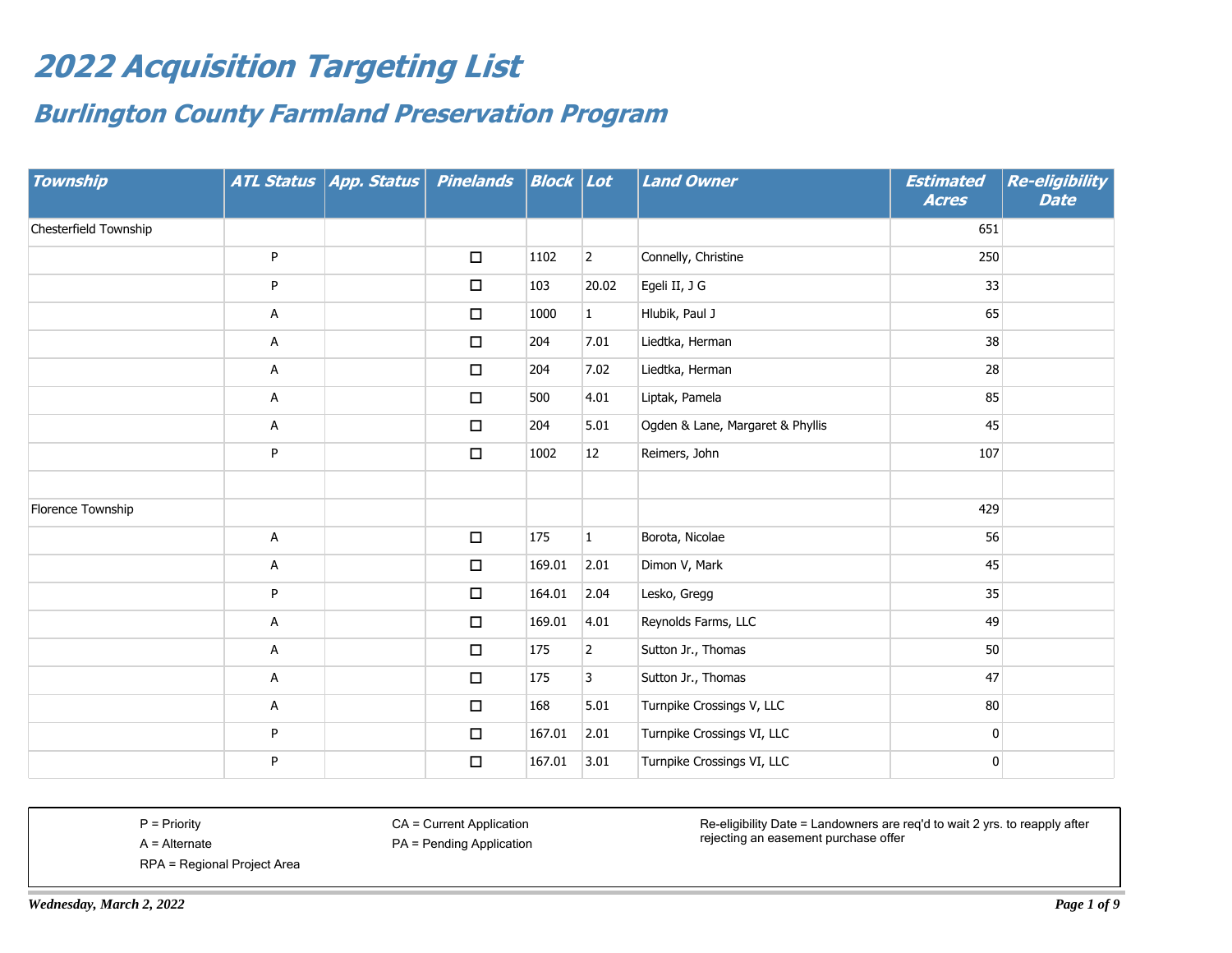# 2022 Acquisition Targeting List

## Burlington County Farmland Preservation Program

| Township | ATL Status | App. Status | Pinelands | Block | Lot | Land Owner | Estimated Acres | Re-eligibility Date |
|---|---|---|---|---|---|---|---|---|
| Chesterfield Township | | | | | | | 651 | |
| | P | | ☐ | 1102 | 2 | Connelly, Christine | 250 | |
| | P | | ☐ | 103 | 20.02 | Egeli II, J G | 33 | |
| | A | | ☐ | 1000 | 1 | Hlubik, Paul J | 65 | |
| | A | | ☐ | 204 | 7.01 | Liedtka, Herman | 38 | |
| | A | | ☐ | 204 | 7.02 | Liedtka, Herman | 28 | |
| | A | | ☐ | 500 | 4.01 | Liptak, Pamela | 85 | |
| | A | | ☐ | 204 | 5.01 | Ogden & Lane, Margaret & Phyllis | 45 | |
| | P | | ☐ | 1002 | 12 | Reimers, John | 107 | |
| | | | | | | | | |
| Florence Township | | | | | | | 429 | |
| | A | | ☐ | 175 | 1 | Borota, Nicolae | 56 | |
| | A | | ☐ | 169.01 | 2.01 | Dimon V, Mark | 45 | |
| | P | | ☐ | 164.01 | 2.04 | Lesko, Gregg | 35 | |
| | A | | ☐ | 169.01 | 4.01 | Reynolds Farms, LLC | 49 | |
| | A | | ☐ | 175 | 2 | Sutton Jr., Thomas | 50 | |
| | A | | ☐ | 175 | 3 | Sutton Jr., Thomas | 47 | |
| | A | | ☐ | 168 | 5.01 | Turnpike Crossings V, LLC | 80 | |
| | P | | ☐ | 167.01 | 2.01 | Turnpike Crossings VI, LLC | 0 | |
| | P | | ☐ | 167.01 | 3.01 | Turnpike Crossings VI, LLC | 0 | |

P = Priority
A = Alternate
RPA = Regional Project Area

CA = Current Application
PA = Pending Application

Re-eligibility Date = Landowners are req'd to wait 2 yrs. to reapply after rejecting an easement purchase offer

*Wednesday, March 2, 2022*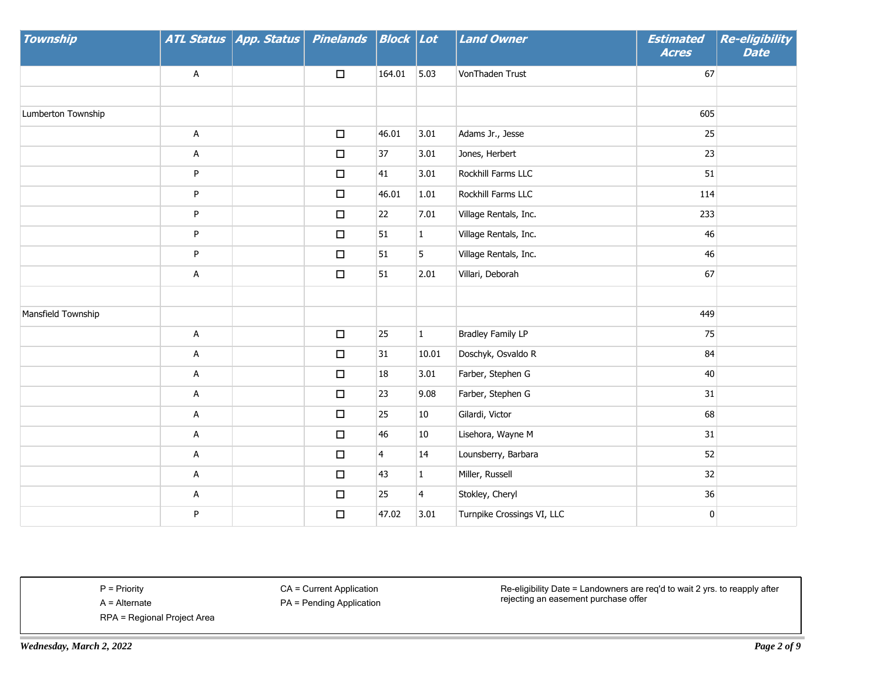| Township | ATL Status | App. Status | Pinelands | Block | Lot | Land Owner | Estimated Acres | Re-eligibility Date |
|---|---|---|---|---|---|---|---|---|
| | A | | ☐ | 164.01 | 5.03 | VonThaden Trust | 67 | |
| | | | | | | | | |
| Lumberton Township | | | | | | | 605 | |
| | A | | ☐ | 46.01 | 3.01 | Adams Jr., Jesse | 25 | |
| | A | | ☐ | 37 | 3.01 | Jones, Herbert | 23 | |
| | P | | ☐ | 41 | 3.01 | Rockhill Farms LLC | 51 | |
| | P | | ☐ | 46.01 | 1.01 | Rockhill Farms LLC | 114 | |
| | P | | ☐ | 22 | 7.01 | Village Rentals, Inc. | 233 | |
| | P | | ☐ | 51 | 1 | Village Rentals, Inc. | 46 | |
| | P | | ☐ | 51 | 5 | Village Rentals, Inc. | 46 | |
| | A | | ☐ | 51 | 2.01 | Villari, Deborah | 67 | |
| | | | | | | | | |
| Mansfield Township | | | | | | | 449 | |
| | A | | ☐ | 25 | 1 | Bradley Family LP | 75 | |
| | A | | ☐ | 31 | 10.01 | Doschyk, Osvaldo R | 84 | |
| | A | | ☐ | 18 | 3.01 | Farber, Stephen G | 40 | |
| | A | | ☐ | 23 | 9.08 | Farber, Stephen G | 31 | |
| | A | | ☐ | 25 | 10 | Gilardi, Victor | 68 | |
| | A | | ☐ | 46 | 10 | Lisehora, Wayne M | 31 | |
| | A | | ☐ | 4 | 14 | Lounsberry, Barbara | 52 | |
| | A | | ☐ | 43 | 1 | Miller, Russell | 32 | |
| | A | | ☐ | 25 | 4 | Stokley, Cheryl | 36 | |
| | P | | ☐ | 47.02 | 3.01 | Turnpike Crossings VI, LLC | 0 | |

P = Priority
A = Alternate
RPA = Regional Project Area

CA = Current Application
PA = Pending Application

Re-eligibility Date = Landowners are req'd to wait 2 yrs. to reapply after rejecting an easement purchase offer

*Wednesday, March 2, 2022*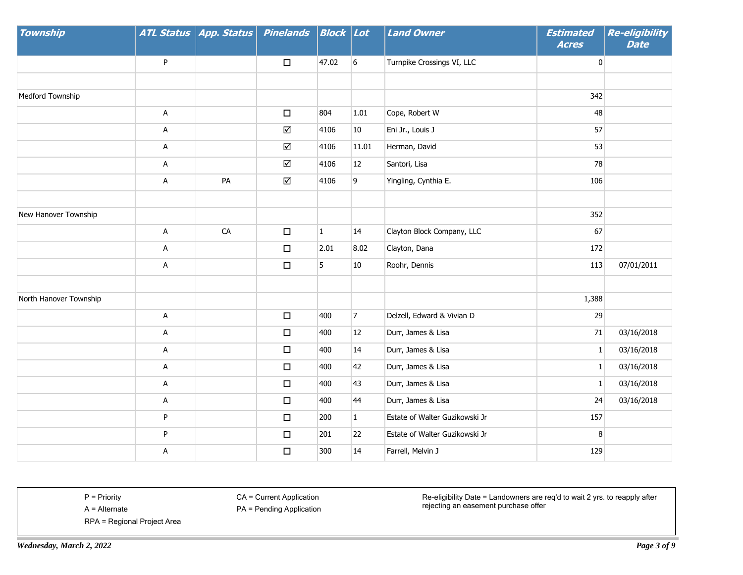| Township | ATL Status | App. Status | Pinelands | Block | Lot | Land Owner | Estimated Acres | Re-eligibility Date |
|---|---|---|---|---|---|---|---|---|
| | P | | ☐ | 47.02 | 6 | Turnpike Crossings VI, LLC | 0 | |
| | | | | | | | | |
| Medford Township | | | | | | | 342 | |
| | A | | ☐ | 804 | 1.01 | Cope, Robert W | 48 | |
| | A | | ☑ | 4106 | 10 | Eni Jr., Louis J | 57 | |
| | A | | ☑ | 4106 | 11.01 | Herman, David | 53 | |
| | A | | ☑ | 4106 | 12 | Santori, Lisa | 78 | |
| | A | PA | ☑ | 4106 | 9 | Yingling, Cynthia E. | 106 | |
| | | | | | | | | |
| New Hanover Township | | | | | | | 352 | |
| | A | CA | ☐ | 1 | 14 | Clayton Block Company, LLC | 67 | |
| | A | | ☐ | 2.01 | 8.02 | Clayton, Dana | 172 | |
| | A | | ☐ | 5 | 10 | Roohr, Dennis | 113 | 07/01/2011 |
| | | | | | | | | |
| North Hanover Township | | | | | | | 1,388 | |
| | A | | ☐ | 400 | 7 | Delzell, Edward & Vivian D | 29 | |
| | A | | ☐ | 400 | 12 | Durr, James & Lisa | 71 | 03/16/2018 |
| | A | | ☐ | 400 | 14 | Durr, James & Lisa | 1 | 03/16/2018 |
| | A | | ☐ | 400 | 42 | Durr, James & Lisa | 1 | 03/16/2018 |
| | A | | ☐ | 400 | 43 | Durr, James & Lisa | 1 | 03/16/2018 |
| | A | | ☐ | 400 | 44 | Durr, James & Lisa | 24 | 03/16/2018 |
| | P | | ☐ | 200 | 1 | Estate of Walter Guzikowski Jr | 157 | |
| | P | | ☐ | 201 | 22 | Estate of Walter Guzikowski Jr | 8 | |
| | A | | ☐ | 300 | 14 | Farrell, Melvin J | 129 | |

P = Priority
A = Alternate
RPA = Regional Project Area

CA = Current Application
PA = Pending Application

Re-eligibility Date = Landowners are req'd to wait 2 yrs. to reapply after rejecting an easement purchase offer

*Wednesday, March 2, 2022*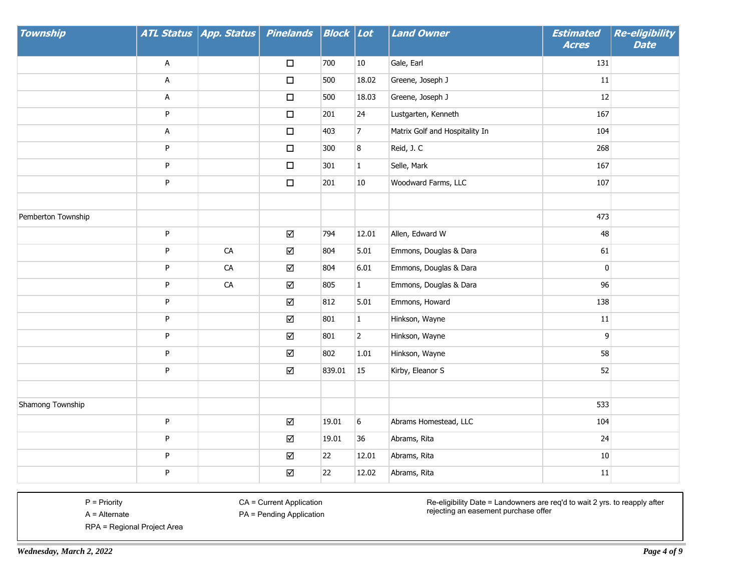| Township | ATL Status | App. Status | Pinelands | Block | Lot | Land Owner | Estimated Acres | Re-eligibility Date |
|---|---|---|---|---|---|---|---|---|
| | A | | ☐ | 700 | 10 | Gale, Earl | 131 | |
| | A | | ☐ | 500 | 18.02 | Greene, Joseph J | 11 | |
| | A | | ☐ | 500 | 18.03 | Greene, Joseph J | 12 | |
| | P | | ☐ | 201 | 24 | Lustgarten, Kenneth | 167 | |
| | A | | ☐ | 403 | 7 | Matrix Golf and Hospitality In | 104 | |
| | P | | ☐ | 300 | 8 | Reid, J. C | 268 | |
| | P | | ☐ | 301 | 1 | Selle, Mark | 167 | |
| | P | | ☐ | 201 | 10 | Woodward Farms, LLC | 107 | |
| | | | | | | | | |
| Pemberton Township | | | | | | | 473 | |
| | P | | ☑ | 794 | 12.01 | Allen, Edward W | 48 | |
| | P | CA | ☑ | 804 | 5.01 | Emmons, Douglas & Dara | 61 | |
| | P | CA | ☑ | 804 | 6.01 | Emmons, Douglas & Dara | 0 | |
| | P | CA | ☑ | 805 | 1 | Emmons, Douglas & Dara | 96 | |
| | P | | ☑ | 812 | 5.01 | Emmons, Howard | 138 | |
| | P | | ☑ | 801 | 1 | Hinkson, Wayne | 11 | |
| | P | | ☑ | 801 | 2 | Hinkson, Wayne | 9 | |
| | P | | ☑ | 802 | 1.01 | Hinkson, Wayne | 58 | |
| | P | | ☑ | 839.01 | 15 | Kirby, Eleanor S | 52 | |
| | | | | | | | | |
| Shamong Township | | | | | | | 533 | |
| | P | | ☑ | 19.01 | 6 | Abrams Homestead, LLC | 104 | |
| | P | | ☑ | 19.01 | 36 | Abrams, Rita | 24 | |
| | P | | ☑ | 22 | 12.01 | Abrams, Rita | 10 | |
| | P | | ☑ | 22 | 12.02 | Abrams, Rita | 11 | |

P = Priority
A = Alternate
RPA = Regional Project Area

CA = Current Application
PA = Pending Application

Re-eligibility Date = Landowners are req'd to wait 2 yrs. to reapply after rejecting an easement purchase offer

*Wednesday, March 2, 2022*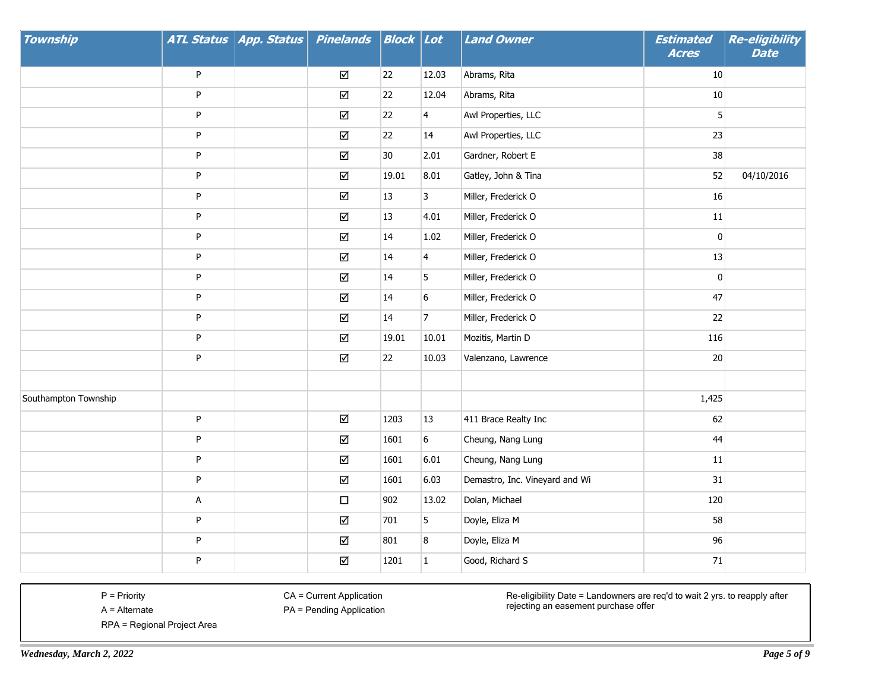| Township | ATL Status | App. Status | Pinelands | Block | Lot | Land Owner | Estimated Acres | Re-eligibility Date |
|---|---|---|---|---|---|---|---|---|
| | P | | ☑ | 22 | 12.03 | Abrams, Rita | 10 | |
| | P | | ☑ | 22 | 12.04 | Abrams, Rita | 10 | |
| | P | | ☑ | 22 | 4 | Awl Properties, LLC | 5 | |
| | P | | ☑ | 22 | 14 | Awl Properties, LLC | 23 | |
| | P | | ☑ | 30 | 2.01 | Gardner, Robert E | 38 | |
| | P | | ☑ | 19.01 | 8.01 | Gatley, John & Tina | 52 | 04/10/2016 |
| | P | | ☑ | 13 | 3 | Miller, Frederick O | 16 | |
| | P | | ☑ | 13 | 4.01 | Miller, Frederick O | 11 | |
| | P | | ☑ | 14 | 1.02 | Miller, Frederick O | 0 | |
| | P | | ☑ | 14 | 4 | Miller, Frederick O | 13 | |
| | P | | ☑ | 14 | 5 | Miller, Frederick O | 0 | |
| | P | | ☑ | 14 | 6 | Miller, Frederick O | 47 | |
| | P | | ☑ | 14 | 7 | Miller, Frederick O | 22 | |
| | P | | ☑ | 19.01 | 10.01 | Mozitis, Martin D | 116 | |
| | P | | ☑ | 22 | 10.03 | Valenzano, Lawrence | 20 | |
| | | | | | | | | |
| Southampton Township | | | | | | | 1,425 | |
| | P | | ☑ | 1203 | 13 | 411 Brace Realty Inc | 62 | |
| | P | | ☑ | 1601 | 6 | Cheung, Nang Lung | 44 | |
| | P | | ☑ | 1601 | 6.01 | Cheung, Nang Lung | 11 | |
| | P | | ☑ | 1601 | 6.03 | Demastro, Inc. Vineyard and Wi | 31 | |
| | A | | ☐ | 902 | 13.02 | Dolan, Michael | 120 | |
| | P | | ☑ | 701 | 5 | Doyle, Eliza M | 58 | |
| | P | | ☑ | 801 | 8 | Doyle, Eliza M | 96 | |
| | P | | ☑ | 1201 | 1 | Good, Richard S | 71 | |

P = Priority
A = Alternate
RPA = Regional Project Area

CA = Current Application
PA = Pending Application

Re-eligibility Date = Landowners are req'd to wait 2 yrs. to reapply after rejecting an easement purchase offer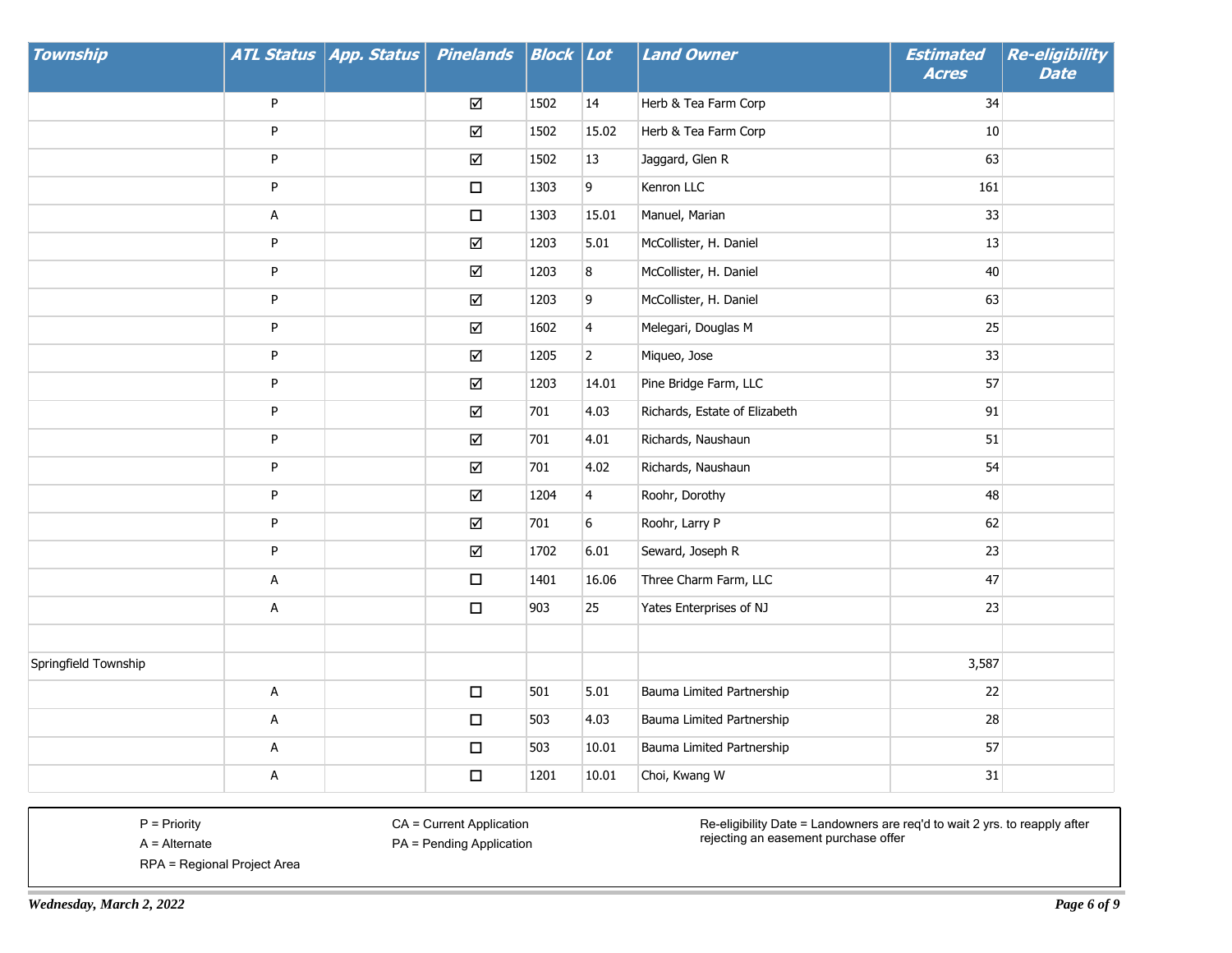| Township | ATL Status | App. Status | Pinelands | Block | Lot | Land Owner | Estimated Acres | Re-eligibility Date |
|---|---|---|---|---|---|---|---|---|
| | P | | ☑ | 1502 | 14 | Herb & Tea Farm Corp | 34 | |
| | P | | ☑ | 1502 | 15.02 | Herb & Tea Farm Corp | 10 | |
| | P | | ☑ | 1502 | 13 | Jaggard, Glen R | 63 | |
| | P | | ☐ | 1303 | 9 | Kenron LLC | 161 | |
| | A | | ☐ | 1303 | 15.01 | Manuel, Marian | 33 | |
| | P | | ☑ | 1203 | 5.01 | McCollister, H. Daniel | 13 | |
| | P | | ☑ | 1203 | 8 | McCollister, H. Daniel | 40 | |
| | P | | ☑ | 1203 | 9 | McCollister, H. Daniel | 63 | |
| | P | | ☑ | 1602 | 4 | Melegari, Douglas M | 25 | |
| | P | | ☑ | 1205 | 2 | Miqueo, Jose | 33 | |
| | P | | ☑ | 1203 | 14.01 | Pine Bridge Farm, LLC | 57 | |
| | P | | ☑ | 701 | 4.03 | Richards, Estate of Elizabeth | 91 | |
| | P | | ☑ | 701 | 4.01 | Richards, Naushaun | 51 | |
| | P | | ☑ | 701 | 4.02 | Richards, Naushaun | 54 | |
| | P | | ☑ | 1204 | 4 | Roohr, Dorothy | 48 | |
| | P | | ☑ | 701 | 6 | Roohr, Larry P | 62 | |
| | P | | ☑ | 1702 | 6.01 | Seward, Joseph R | 23 | |
| | A | | ☐ | 1401 | 16.06 | Three Charm Farm, LLC | 47 | |
| | A | | ☐ | 903 | 25 | Yates Enterprises of NJ | 23 | |
| | | | | | | | | |
| Springfield Township | | | | | | | 3,587 | |
| | A | | ☐ | 501 | 5.01 | Bauma Limited Partnership | 22 | |
| | A | | ☐ | 503 | 4.03 | Bauma Limited Partnership | 28 | |
| | A | | ☐ | 503 | 10.01 | Bauma Limited Partnership | 57 | |
| | A | | ☐ | 1201 | 10.01 | Choi, Kwang W | 31 | |

P = Priority
A = Alternate
RPA = Regional Project Area

CA = Current Application
PA = Pending Application

Re-eligibility Date = Landowners are req'd to wait 2 yrs. to reapply after rejecting an easement purchase offer

*Wednesday, March 2, 2022*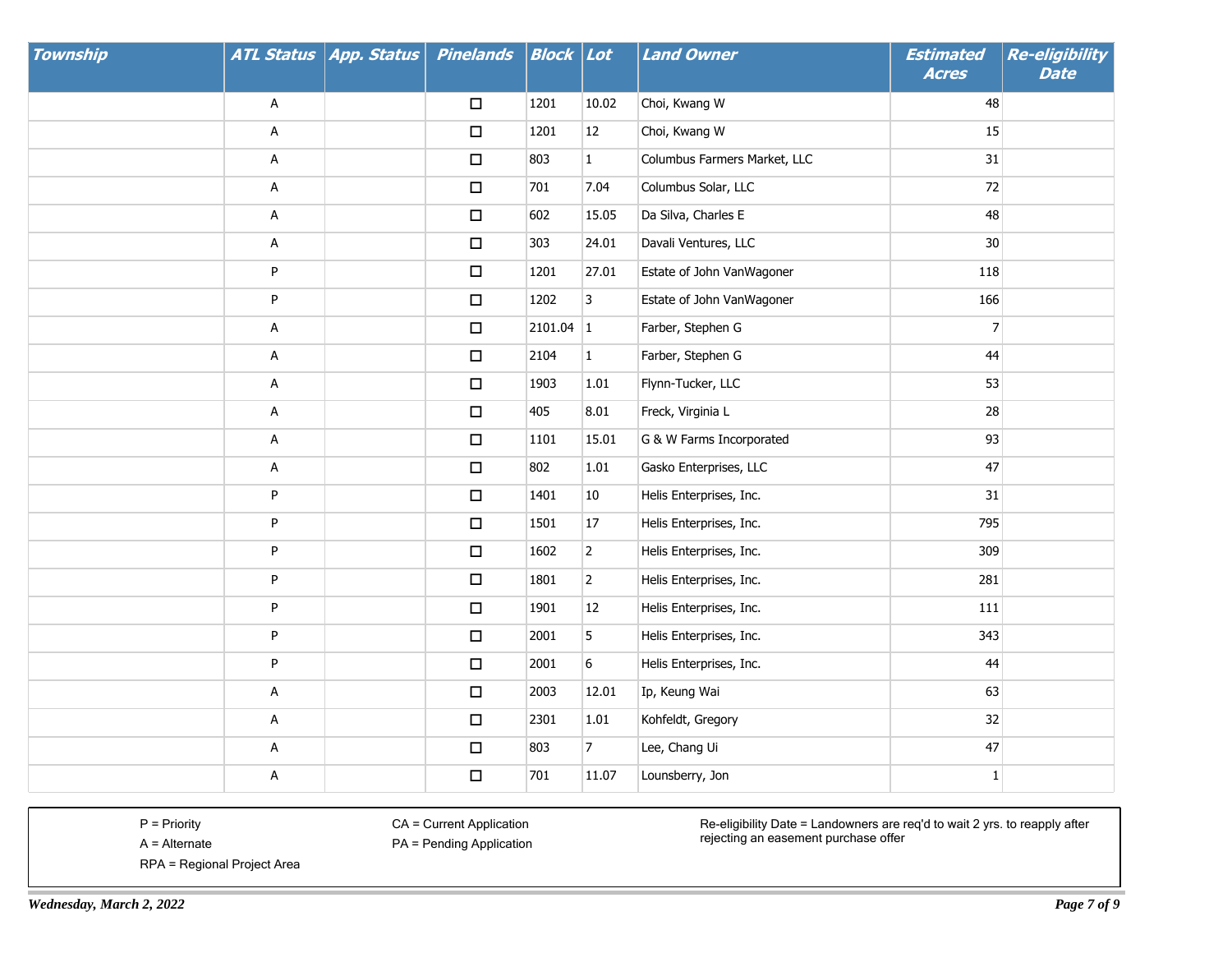| Township | ATL Status | App. Status | Pinelands | Block | Lot | Land Owner | Estimated Acres | Re-eligibility Date |
|---|---|---|---|---|---|---|---|---|
| | A | | ☐ | 1201 | 10.02 | Choi, Kwang W | 48 | |
| | A | | ☐ | 1201 | 12 | Choi, Kwang W | 15 | |
| | A | | ☐ | 803 | 1 | Columbus Farmers Market, LLC | 31 | |
| | A | | ☐ | 701 | 7.04 | Columbus Solar, LLC | 72 | |
| | A | | ☐ | 602 | 15.05 | Da Silva, Charles E | 48 | |
| | A | | ☐ | 303 | 24.01 | Davali Ventures, LLC | 30 | |
| | P | | ☐ | 1201 | 27.01 | Estate of John VanWagoner | 118 | |
| | P | | ☐ | 1202 | 3 | Estate of John VanWagoner | 166 | |
| | A | | ☐ | 2101.04 | 1 | Farber, Stephen G | 7 | |
| | A | | ☐ | 2104 | 1 | Farber, Stephen G | 44 | |
| | A | | ☐ | 1903 | 1.01 | Flynn-Tucker, LLC | 53 | |
| | A | | ☐ | 405 | 8.01 | Freck, Virginia L | 28 | |
| | A | | ☐ | 1101 | 15.01 | G & W Farms Incorporated | 93 | |
| | A | | ☐ | 802 | 1.01 | Gasko Enterprises, LLC | 47 | |
| | P | | ☐ | 1401 | 10 | Helis Enterprises, Inc. | 31 | |
| | P | | ☐ | 1501 | 17 | Helis Enterprises, Inc. | 795 | |
| | P | | ☐ | 1602 | 2 | Helis Enterprises, Inc. | 309 | |
| | P | | ☐ | 1801 | 2 | Helis Enterprises, Inc. | 281 | |
| | P | | ☐ | 1901 | 12 | Helis Enterprises, Inc. | 111 | |
| | P | | ☐ | 2001 | 5 | Helis Enterprises, Inc. | 343 | |
| | P | | ☐ | 2001 | 6 | Helis Enterprises, Inc. | 44 | |
| | A | | ☐ | 2003 | 12.01 | Ip, Keung Wai | 63 | |
| | A | | ☐ | 2301 | 1.01 | Kohfeldt, Gregory | 32 | |
| | A | | ☐ | 803 | 7 | Lee, Chang Ui | 47 | |
| | A | | ☐ | 701 | 11.07 | Lounsberry, Jon | 1 | |

P = Priority
A = Alternate
RPA = Regional Project Area

CA = Current Application
PA = Pending Application

Re-eligibility Date = Landowners are req'd to wait 2 yrs. to reapply after rejecting an easement purchase offer

*Wednesday, March 2, 2022*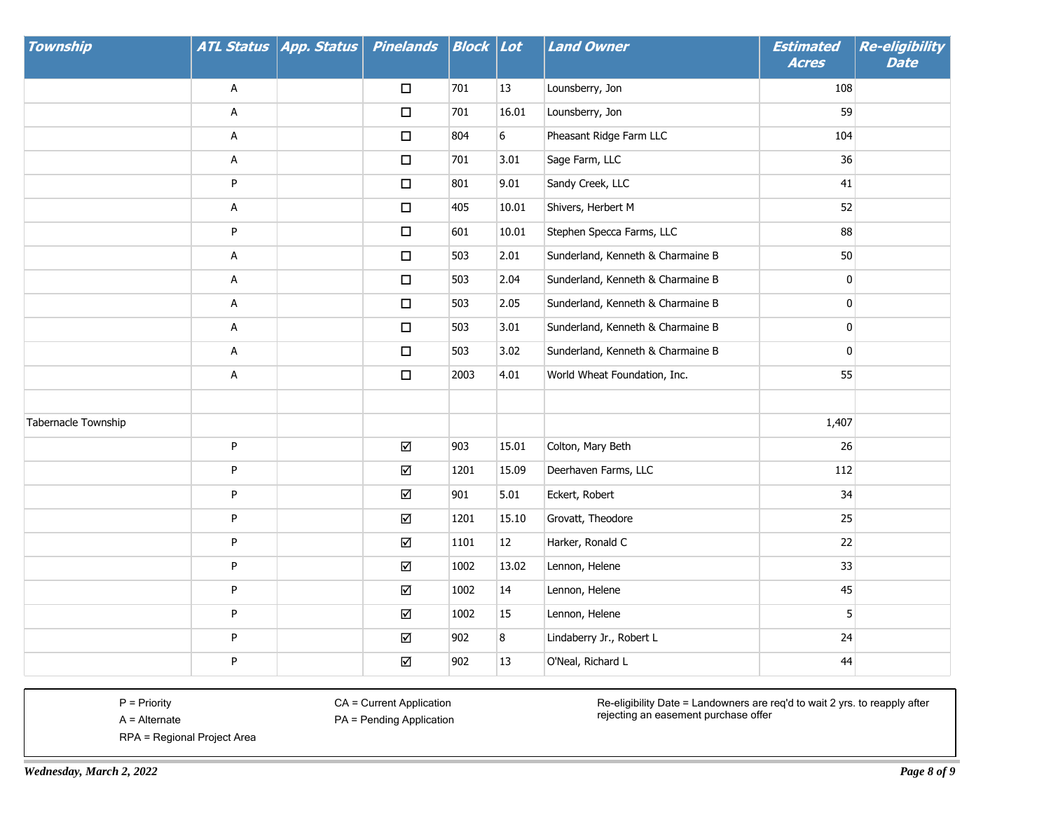| Township | ATL Status | App. Status | Pinelands | Block | Lot | Land Owner | Estimated Acres | Re-eligibility Date |
|---|---|---|---|---|---|---|---|---|
| | A | | ☐ | 701 | 13 | Lounsberry, Jon | 108 | |
| | A | | ☐ | 701 | 16.01 | Lounsberry, Jon | 59 | |
| | A | | ☐ | 804 | 6 | Pheasant Ridge Farm LLC | 104 | |
| | A | | ☐ | 701 | 3.01 | Sage Farm, LLC | 36 | |
| | P | | ☐ | 801 | 9.01 | Sandy Creek, LLC | 41 | |
| | A | | ☐ | 405 | 10.01 | Shivers, Herbert M | 52 | |
| | P | | ☐ | 601 | 10.01 | Stephen Specca Farms, LLC | 88 | |
| | A | | ☐ | 503 | 2.01 | Sunderland, Kenneth & Charmaine B | 50 | |
| | A | | ☐ | 503 | 2.04 | Sunderland, Kenneth & Charmaine B | 0 | |
| | A | | ☐ | 503 | 2.05 | Sunderland, Kenneth & Charmaine B | 0 | |
| | A | | ☐ | 503 | 3.01 | Sunderland, Kenneth & Charmaine B | 0 | |
| | A | | ☐ | 503 | 3.02 | Sunderland, Kenneth & Charmaine B | 0 | |
| | A | | ☐ | 2003 | 4.01 | World Wheat Foundation, Inc. | 55 | |
| | | | | | | | | |
| Tabernacle Township | | | | | | | 1,407 | |
| | P | | ☑ | 903 | 15.01 | Colton, Mary Beth | 26 | |
| | P | | ☑ | 1201 | 15.09 | Deerhaven Farms, LLC | 112 | |
| | P | | ☑ | 901 | 5.01 | Eckert, Robert | 34 | |
| | P | | ☑ | 1201 | 15.10 | Grovatt, Theodore | 25 | |
| | P | | ☑ | 1101 | 12 | Harker, Ronald C | 22 | |
| | P | | ☑ | 1002 | 13.02 | Lennon, Helene | 33 | |
| | P | | ☑ | 1002 | 14 | Lennon, Helene | 45 | |
| | P | | ☑ | 1002 | 15 | Lennon, Helene | 5 | |
| | P | | ☑ | 902 | 8 | Lindaberry Jr., Robert L | 24 | |
| | P | | ☑ | 902 | 13 | O'Neal, Richard L | 44 | |

P = Priority
A = Alternate
RPA = Regional Project Area

CA = Current Application
PA = Pending Application

Re-eligibility Date = Landowners are req'd to wait 2 yrs. to reapply after rejecting an easement purchase offer

*Wednesday, March 2, 2022*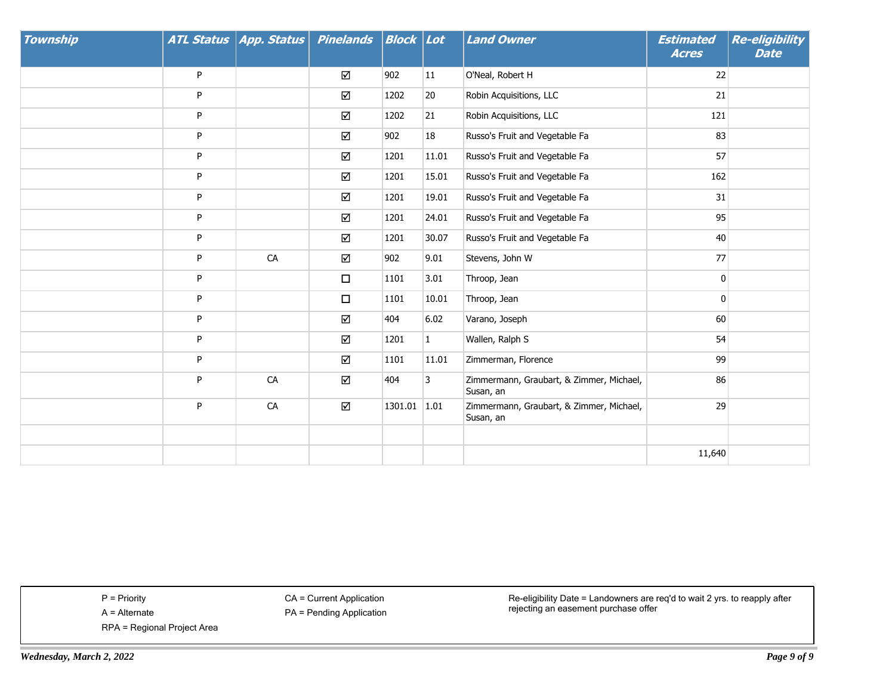| Township | ATL Status | App. Status | Pinelands | Block | Lot | Land Owner | Estimated Acres | Re-eligibility Date |
|---|---|---|---|---|---|---|---|---|
| | P | | ☑ | 902 | 11 | O'Neal, Robert H | 22 | |
| | P | | ☑ | 1202 | 20 | Robin Acquisitions, LLC | 21 | |
| | P | | ☑ | 1202 | 21 | Robin Acquisitions, LLC | 121 | |
| | P | | ☑ | 902 | 18 | Russo's Fruit and Vegetable Fa | 83 | |
| | P | | ☑ | 1201 | 11.01 | Russo's Fruit and Vegetable Fa | 57 | |
| | P | | ☑ | 1201 | 15.01 | Russo's Fruit and Vegetable Fa | 162 | |
| | P | | ☑ | 1201 | 19.01 | Russo's Fruit and Vegetable Fa | 31 | |
| | P | | ☑ | 1201 | 24.01 | Russo's Fruit and Vegetable Fa | 95 | |
| | P | | ☑ | 1201 | 30.07 | Russo's Fruit and Vegetable Fa | 40 | |
| | P | CA | ☑ | 902 | 9.01 | Stevens, John W | 77 | |
| | P | | ☐ | 1101 | 3.01 | Throop, Jean | 0 | |
| | P | | ☐ | 1101 | 10.01 | Throop, Jean | 0 | |
| | P | | ☑ | 404 | 6.02 | Varano, Joseph | 60 | |
| | P | | ☑ | 1201 | 1 | Wallen, Ralph S | 54 | |
| | P | | ☑ | 1101 | 11.01 | Zimmerman, Florence | 99 | |
| | P | CA | ☑ | 404 | 3 | Zimmermann, Graubart, & Zimmer, Michael, Susan, an | 86 | |
| | P | CA | ☑ | 1301.01 | 1.01 | Zimmermann, Graubart, & Zimmer, Michael, Susan, an | 29 | |
| | | | | | | | | |
| | | | | | | | 11,640 | |

P = Priority
A = Alternate
RPA = Regional Project Area

CA = Current Application
PA = Pending Application

Re-eligibility Date = Landowners are req'd to wait 2 yrs. to reapply after rejecting an easement purchase offer

*Wednesday, March 2, 2022*